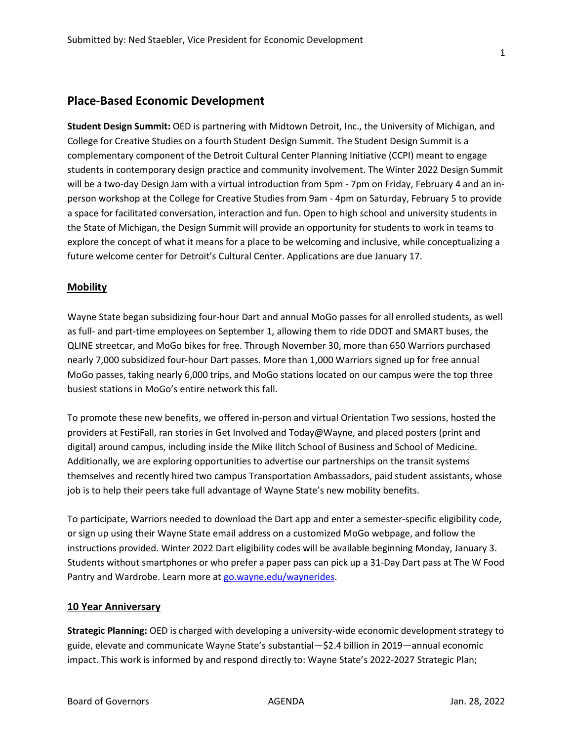Submitted by: Ned Staebler, Vice President for Economic Development

## Place-Based Economic Development

**Student Design Summit:** OED is partnering with Midtown Detroit, Inc., the University of Michigan, and College for Creative Studies on a fourth Student Design Summit. The Student Design Summit is a complementary component of the Detroit Cultural Center Planning Initiative (CCPI) meant to engage students in contemporary design practice and community involvement. The Winter 2022 Design Summit will be a two-day Design Jam with a virtual introduction from 5pm - 7pm on Friday, February 4 and an in-person workshop at the College for Creative Studies from 9am - 4pm on Saturday, February 5 to provide a space for facilitated conversation, interaction and fun. Open to high school and university students in the State of Michigan, the Design Summit will provide an opportunity for students to work in teams to explore the concept of what it means for a place to be welcoming and inclusive, while conceptualizing a future welcome center for Detroit's Cultural Center. Applications are due January 17.

### Mobility

Wayne State began subsidizing four-hour Dart and annual MoGo passes for all enrolled students, as well as full- and part-time employees on September 1, allowing them to ride DDOT and SMART buses, the QLINE streetcar, and MoGo bikes for free. Through November 30, more than 650 Warriors purchased nearly 7,000 subsidized four-hour Dart passes. More than 1,000 Warriors signed up for free annual MoGo passes, taking nearly 6,000 trips, and MoGo stations located on our campus were the top three busiest stations in MoGo's entire network this fall.

To promote these new benefits, we offered in-person and virtual Orientation Two sessions, hosted the providers at FestiFall, ran stories in Get Involved and Today@Wayne, and placed posters (print and digital) around campus, including inside the Mike Ilitch School of Business and School of Medicine. Additionally, we are exploring opportunities to advertise our partnerships on the transit systems themselves and recently hired two campus Transportation Ambassadors, paid student assistants, whose job is to help their peers take full advantage of Wayne State's new mobility benefits.

To participate, Warriors needed to download the Dart app and enter a semester-specific eligibility code, or sign up using their Wayne State email address on a customized MoGo webpage, and follow the instructions provided. Winter 2022 Dart eligibility codes will be available beginning Monday, January 3. Students without smartphones or who prefer a paper pass can pick up a 31-Day Dart pass at The W Food Pantry and Wardrobe. Learn more at [go.wayne.edu/waynerides](go.wayne.edu/waynerides).

### 10 Year Anniversary

**Strategic Planning:** OED is charged with developing a university-wide economic development strategy to guide, elevate and communicate Wayne State's substantial—$2.4 billion in 2019—annual economic impact. This work is informed by and respond directly to: Wayne State's 2022-2027 Strategic Plan;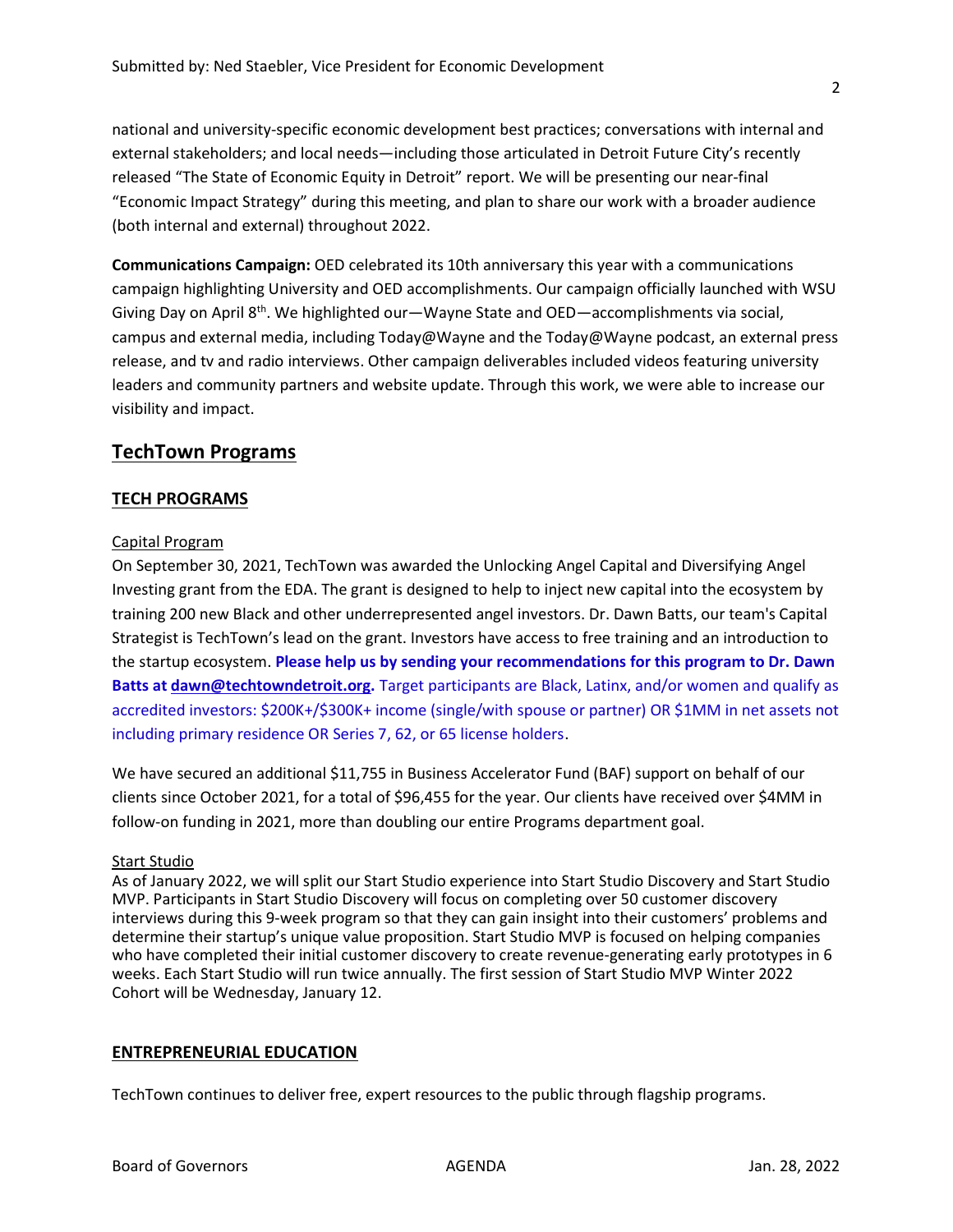national and university-specific economic development best practices; conversations with internal and external stakeholders; and local needs—including those articulated in Detroit Future City's recently released "The State of Economic Equity in Detroit" report. We will be presenting our near-final "Economic Impact Strategy" during this meeting, and plan to share our work with a broader audience (both internal and external) throughout 2022.

**Communications Campaign:** OED celebrated its 10th anniversary this year with a communications campaign highlighting University and OED accomplishments. Our campaign officially launched with WSU Giving Day on April 8th. We highlighted our—Wayne State and OED—accomplishments via social, campus and external media, including Today@Wayne and the Today@Wayne podcast, an external press release, and tv and radio interviews. Other campaign deliverables included videos featuring university leaders and community partners and website update. Through this work, we were able to increase our visibility and impact.

## TechTown Programs

### TECH PROGRAMS

#### Capital Program

On September 30, 2021, TechTown was awarded the Unlocking Angel Capital and Diversifying Angel Investing grant from the EDA. The grant is designed to help to inject new capital into the ecosystem by training 200 new Black and other underrepresented angel investors. Dr. Dawn Batts, our team's Capital Strategist is TechTown's lead on the grant. Investors have access to free training and an introduction to the startup ecosystem. **Please help us by sending your recommendations for this program to Dr. Dawn Batts at dawn@techtowndetroit.org.** Target participants are Black, Latinx, and/or women and qualify as accredited investors: $200K+/$300K+ income (single/with spouse or partner) OR $1MM in net assets not including primary residence OR Series 7, 62, or 65 license holders.

We have secured an additional $11,755 in Business Accelerator Fund (BAF) support on behalf of our clients since October 2021, for a total of $96,455 for the year. Our clients have received over $4MM in follow-on funding in 2021, more than doubling our entire Programs department goal.

#### Start Studio

As of January 2022, we will split our Start Studio experience into Start Studio Discovery and Start Studio MVP. Participants in Start Studio Discovery will focus on completing over 50 customer discovery interviews during this 9-week program so that they can gain insight into their customers' problems and determine their startup's unique value proposition. Start Studio MVP is focused on helping companies who have completed their initial customer discovery to create revenue-generating early prototypes in 6 weeks. Each Start Studio will run twice annually. The first session of Start Studio MVP Winter 2022 Cohort will be Wednesday, January 12.

### ENTREPRENEURIAL EDUCATION

TechTown continues to deliver free, expert resources to the public through flagship programs.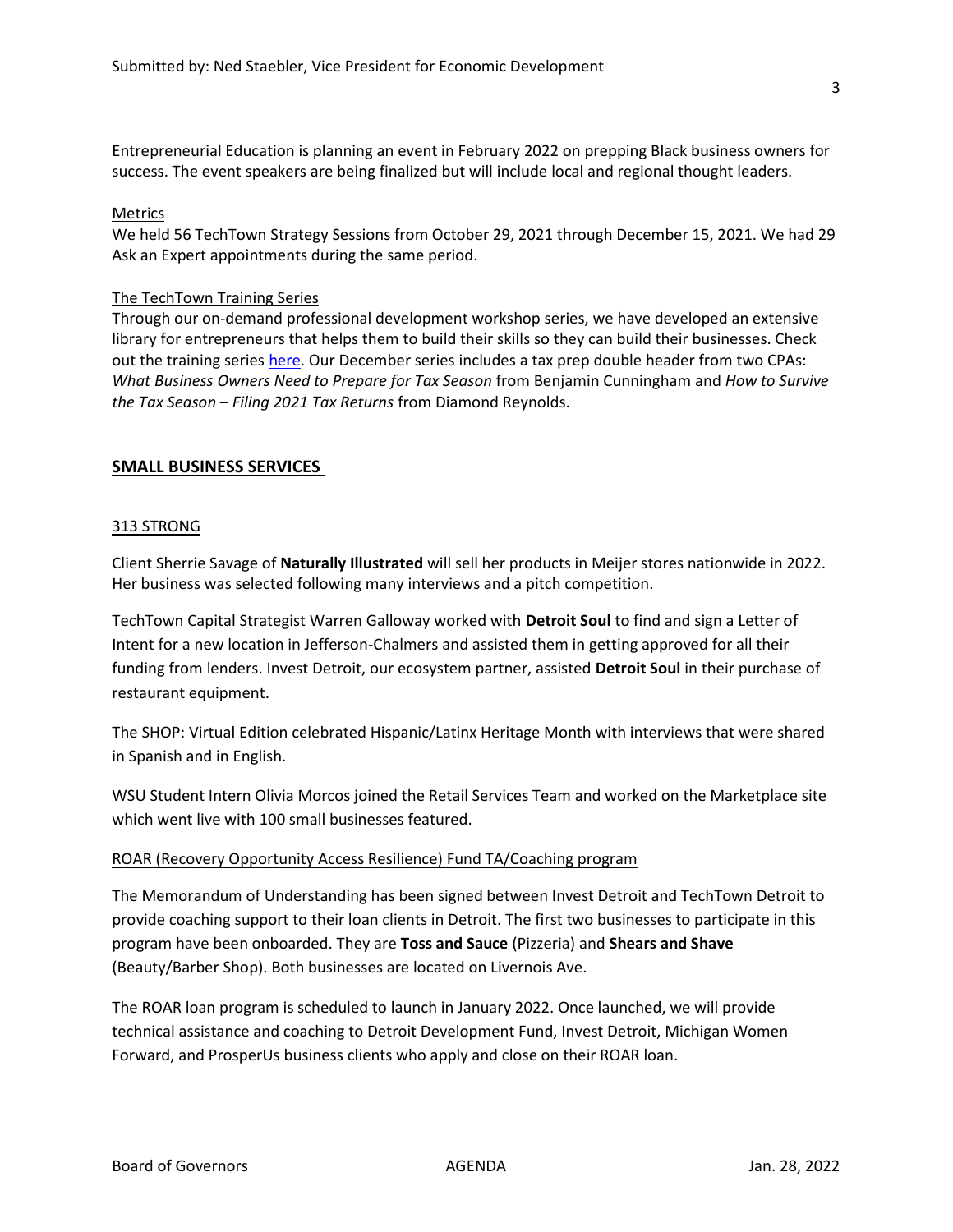Entrepreneurial Education is planning an event in February 2022 on prepping Black business owners for success. The event speakers are being finalized but will include local and regional thought leaders.

Metrics

We held 56 TechTown Strategy Sessions from October 29, 2021 through December 15, 2021. We had 29 Ask an Expert appointments during the same period.

The TechTown Training Series

Through our on-demand professional development workshop series, we have developed an extensive library for entrepreneurs that helps them to build their skills so they can build their businesses. Check out the training series here. Our December series includes a tax prep double header from two CPAs: *What Business Owners Need to Prepare for Tax Season* from Benjamin Cunningham and *How to Survive the Tax Season – Filing 2021 Tax Returns* from Diamond Reynolds.

## SMALL BUSINESS SERVICES

313 STRONG

Client Sherrie Savage of **Naturally Illustrated** will sell her products in Meijer stores nationwide in 2022. Her business was selected following many interviews and a pitch competition.

TechTown Capital Strategist Warren Galloway worked with **Detroit Soul** to find and sign a Letter of Intent for a new location in Jefferson-Chalmers and assisted them in getting approved for all their funding from lenders. Invest Detroit, our ecosystem partner, assisted **Detroit Soul** in their purchase of restaurant equipment.

The SHOP: Virtual Edition celebrated Hispanic/Latinx Heritage Month with interviews that were shared in Spanish and in English.

WSU Student Intern Olivia Morcos joined the Retail Services Team and worked on the Marketplace site which went live with 100 small businesses featured.

ROAR (Recovery Opportunity Access Resilience) Fund TA/Coaching program

The Memorandum of Understanding has been signed between Invest Detroit and TechTown Detroit to provide coaching support to their loan clients in Detroit. The first two businesses to participate in this program have been onboarded. They are **Toss and Sauce** (Pizzeria) and **Shears and Shave** (Beauty/Barber Shop). Both businesses are located on Livernois Ave.

The ROAR loan program is scheduled to launch in January 2022. Once launched, we will provide technical assistance and coaching to Detroit Development Fund, Invest Detroit, Michigan Women Forward, and ProsperUs business clients who apply and close on their ROAR loan.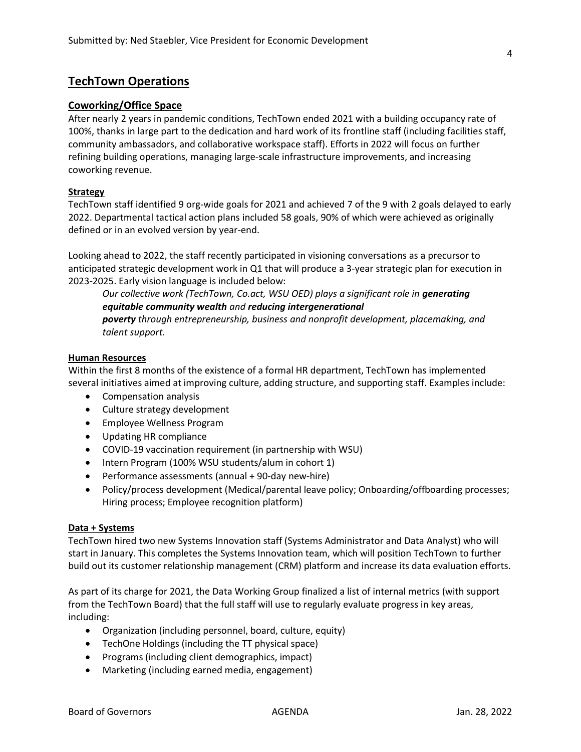## TechTown Operations

### Coworking/Office Space

After nearly 2 years in pandemic conditions, TechTown ended 2021 with a building occupancy rate of 100%, thanks in large part to the dedication and hard work of its frontline staff (including facilities staff, community ambassadors, and collaborative workspace staff). Efforts in 2022 will focus on further refining building operations, managing large-scale infrastructure improvements, and increasing coworking revenue.

#### Strategy

TechTown staff identified 9 org-wide goals for 2021 and achieved 7 of the 9 with 2 goals delayed to early 2022. Departmental tactical action plans included 58 goals, 90% of which were achieved as originally defined or in an evolved version by year-end.

Looking ahead to 2022, the staff recently participated in visioning conversations as a precursor to anticipated strategic development work in Q1 that will produce a 3-year strategic plan for execution in 2023-2025. Early vision language is included below:

> *Our collective work (TechTown, Co.act, WSU OED) plays a significant role in **generating equitable community wealth** and **reducing intergenerational poverty** through entrepreneurship, business and nonprofit development, placemaking, and talent support.*

#### Human Resources

Within the first 8 months of the existence of a formal HR department, TechTown has implemented several initiatives aimed at improving culture, adding structure, and supporting staff. Examples include:

- Compensation analysis
- Culture strategy development
- Employee Wellness Program
- Updating HR compliance
- COVID-19 vaccination requirement (in partnership with WSU)
- Intern Program (100% WSU students/alum in cohort 1)
- Performance assessments (annual + 90-day new-hire)
- Policy/process development (Medical/parental leave policy; Onboarding/offboarding processes; Hiring process; Employee recognition platform)

#### Data + Systems

TechTown hired two new Systems Innovation staff (Systems Administrator and Data Analyst) who will start in January. This completes the Systems Innovation team, which will position TechTown to further build out its customer relationship management (CRM) platform and increase its data evaluation efforts.

As part of its charge for 2021, the Data Working Group finalized a list of internal metrics (with support from the TechTown Board) that the full staff will use to regularly evaluate progress in key areas, including:

- Organization (including personnel, board, culture, equity)
- TechOne Holdings (including the TT physical space)
- Programs (including client demographics, impact)
- Marketing (including earned media, engagement)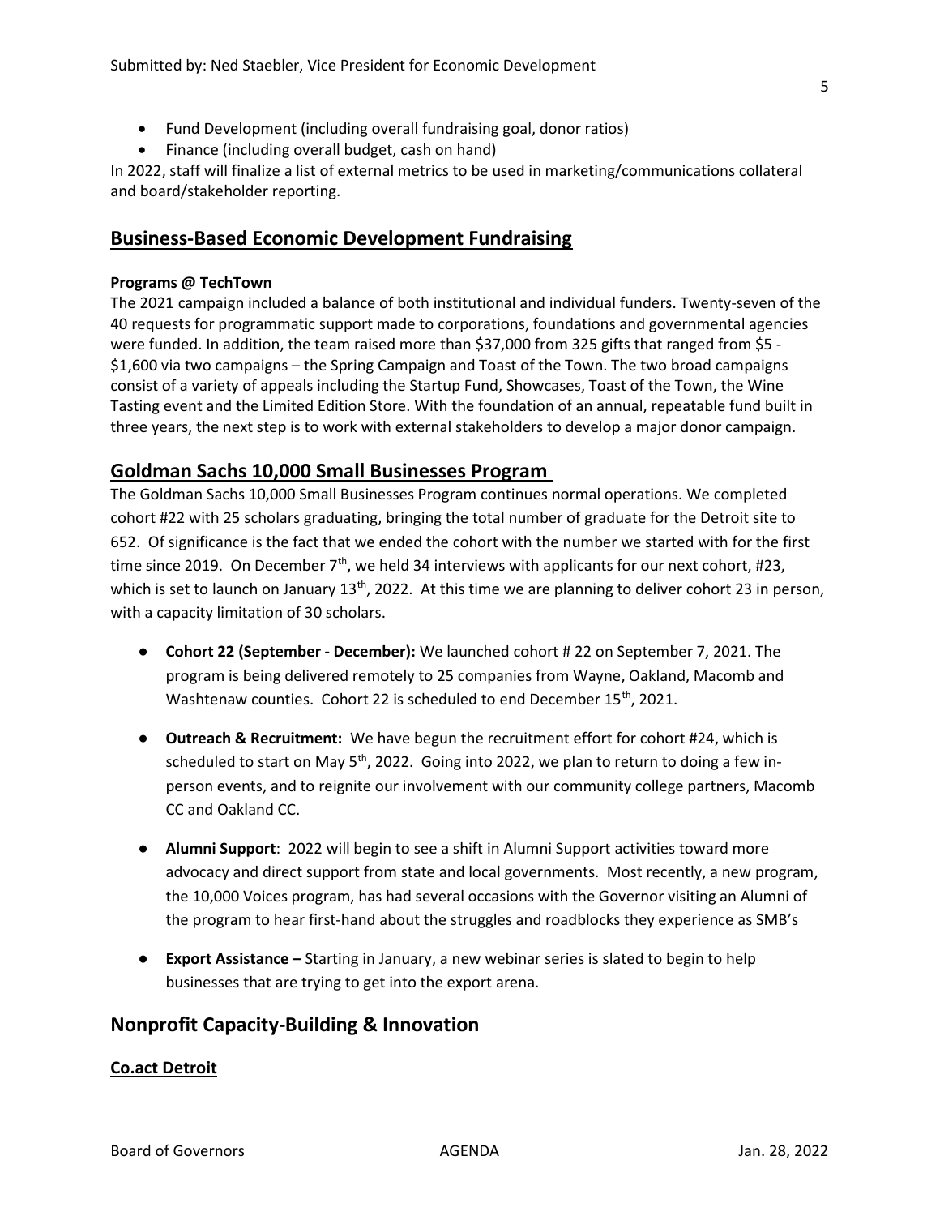- Fund Development (including overall fundraising goal, donor ratios)
- Finance (including overall budget, cash on hand)

In 2022, staff will finalize a list of external metrics to be used in marketing/communications collateral and board/stakeholder reporting.

## Business-Based Economic Development Fundraising

**Programs @ TechTown**

The 2021 campaign included a balance of both institutional and individual funders. Twenty-seven of the 40 requests for programmatic support made to corporations, foundations and governmental agencies were funded. In addition, the team raised more than $37,000 from 325 gifts that ranged from $5 - $1,600 via two campaigns – the Spring Campaign and Toast of the Town. The two broad campaigns consist of a variety of appeals including the Startup Fund, Showcases, Toast of the Town, the Wine Tasting event and the Limited Edition Store. With the foundation of an annual, repeatable fund built in three years, the next step is to work with external stakeholders to develop a major donor campaign.

## Goldman Sachs 10,000 Small Businesses Program

The Goldman Sachs 10,000 Small Businesses Program continues normal operations. We completed cohort #22 with 25 scholars graduating, bringing the total number of graduate for the Detroit site to 652. Of significance is the fact that we ended the cohort with the number we started with for the first time since 2019. On December 7th, we held 34 interviews with applicants for our next cohort, #23, which is set to launch on January 13th, 2022. At this time we are planning to deliver cohort 23 in person, with a capacity limitation of 30 scholars.

- **Cohort 22 (September - December):** We launched cohort # 22 on September 7, 2021. The program is being delivered remotely to 25 companies from Wayne, Oakland, Macomb and Washtenaw counties. Cohort 22 is scheduled to end December 15th, 2021.
- **Outreach & Recruitment:** We have begun the recruitment effort for cohort #24, which is scheduled to start on May 5th, 2022. Going into 2022, we plan to return to doing a few in-person events, and to reignite our involvement with our community college partners, Macomb CC and Oakland CC.
- **Alumni Support**: 2022 will begin to see a shift in Alumni Support activities toward more advocacy and direct support from state and local governments. Most recently, a new program, the 10,000 Voices program, has had several occasions with the Governor visiting an Alumni of the program to hear first-hand about the struggles and roadblocks they experience as SMB's
- **Export Assistance –** Starting in January, a new webinar series is slated to begin to help businesses that are trying to get into the export arena.

## Nonprofit Capacity-Building & Innovation

### Co.act Detroit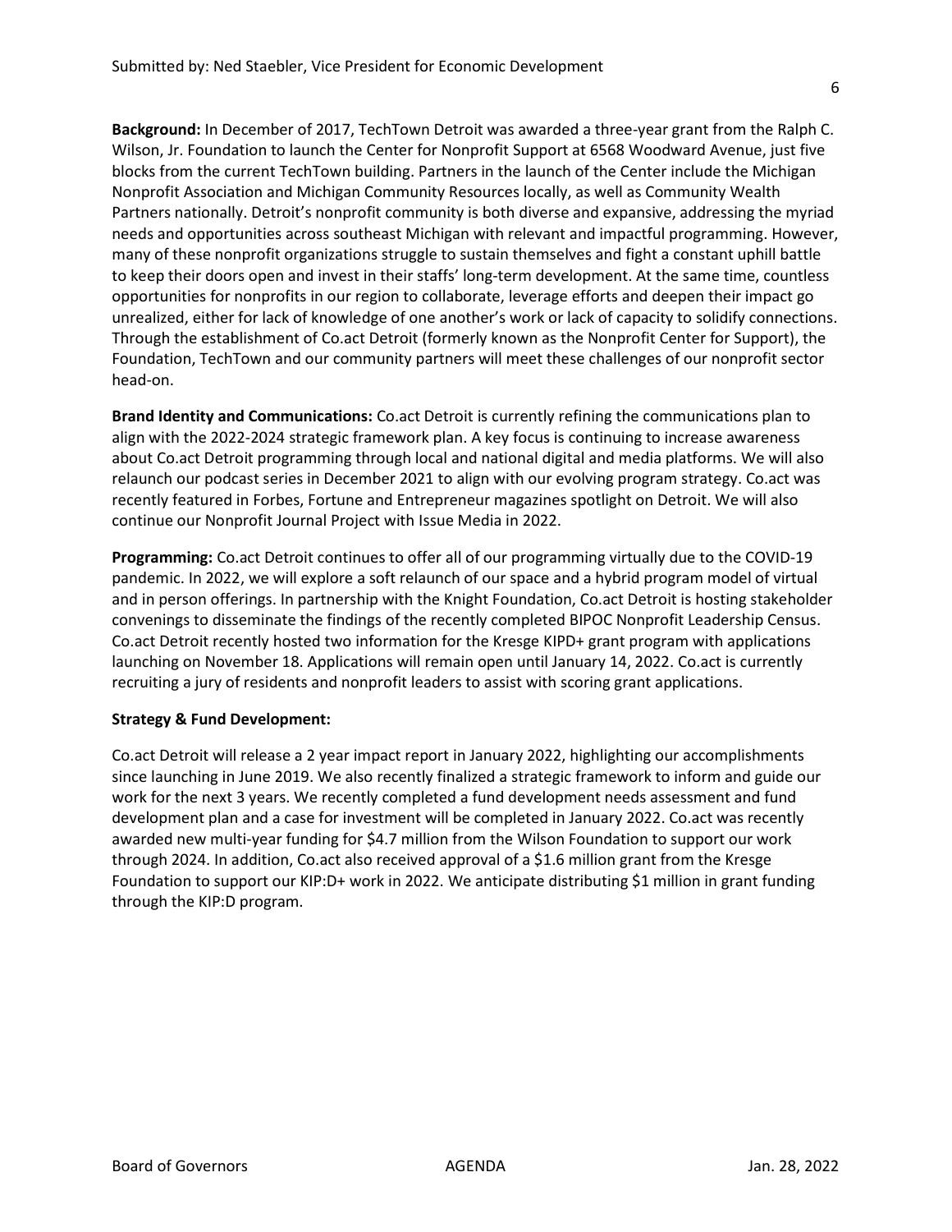Submitted by: Ned Staebler, Vice President for Economic Development

**Background:** In December of 2017, TechTown Detroit was awarded a three-year grant from the Ralph C. Wilson, Jr. Foundation to launch the Center for Nonprofit Support at 6568 Woodward Avenue, just five blocks from the current TechTown building. Partners in the launch of the Center include the Michigan Nonprofit Association and Michigan Community Resources locally, as well as Community Wealth Partners nationally. Detroit's nonprofit community is both diverse and expansive, addressing the myriad needs and opportunities across southeast Michigan with relevant and impactful programming. However, many of these nonprofit organizations struggle to sustain themselves and fight a constant uphill battle to keep their doors open and invest in their staffs' long-term development. At the same time, countless opportunities for nonprofits in our region to collaborate, leverage efforts and deepen their impact go unrealized, either for lack of knowledge of one another's work or lack of capacity to solidify connections. Through the establishment of Co.act Detroit (formerly known as the Nonprofit Center for Support), the Foundation, TechTown and our community partners will meet these challenges of our nonprofit sector head-on.

**Brand Identity and Communications:** Co.act Detroit is currently refining the communications plan to align with the 2022-2024 strategic framework plan. A key focus is continuing to increase awareness about Co.act Detroit programming through local and national digital and media platforms. We will also relaunch our podcast series in December 2021 to align with our evolving program strategy. Co.act was recently featured in Forbes, Fortune and Entrepreneur magazines spotlight on Detroit. We will also continue our Nonprofit Journal Project with Issue Media in 2022.

**Programming:** Co.act Detroit continues to offer all of our programming virtually due to the COVID-19 pandemic. In 2022, we will explore a soft relaunch of our space and a hybrid program model of virtual and in person offerings. In partnership with the Knight Foundation, Co.act Detroit is hosting stakeholder convenings to disseminate the findings of the recently completed BIPOC Nonprofit Leadership Census. Co.act Detroit recently hosted two information for the Kresge KIPD+ grant program with applications launching on November 18. Applications will remain open until January 14, 2022. Co.act is currently recruiting a jury of residents and nonprofit leaders to assist with scoring grant applications.

**Strategy & Fund Development:**

Co.act Detroit will release a 2 year impact report in January 2022, highlighting our accomplishments since launching in June 2019. We also recently finalized a strategic framework to inform and guide our work for the next 3 years. We recently completed a fund development needs assessment and fund development plan and a case for investment will be completed in January 2022. Co.act was recently awarded new multi-year funding for $4.7 million from the Wilson Foundation to support our work through 2024. In addition, Co.act also received approval of a $1.6 million grant from the Kresge Foundation to support our KIP:D+ work in 2022. We anticipate distributing $1 million in grant funding through the KIP:D program.